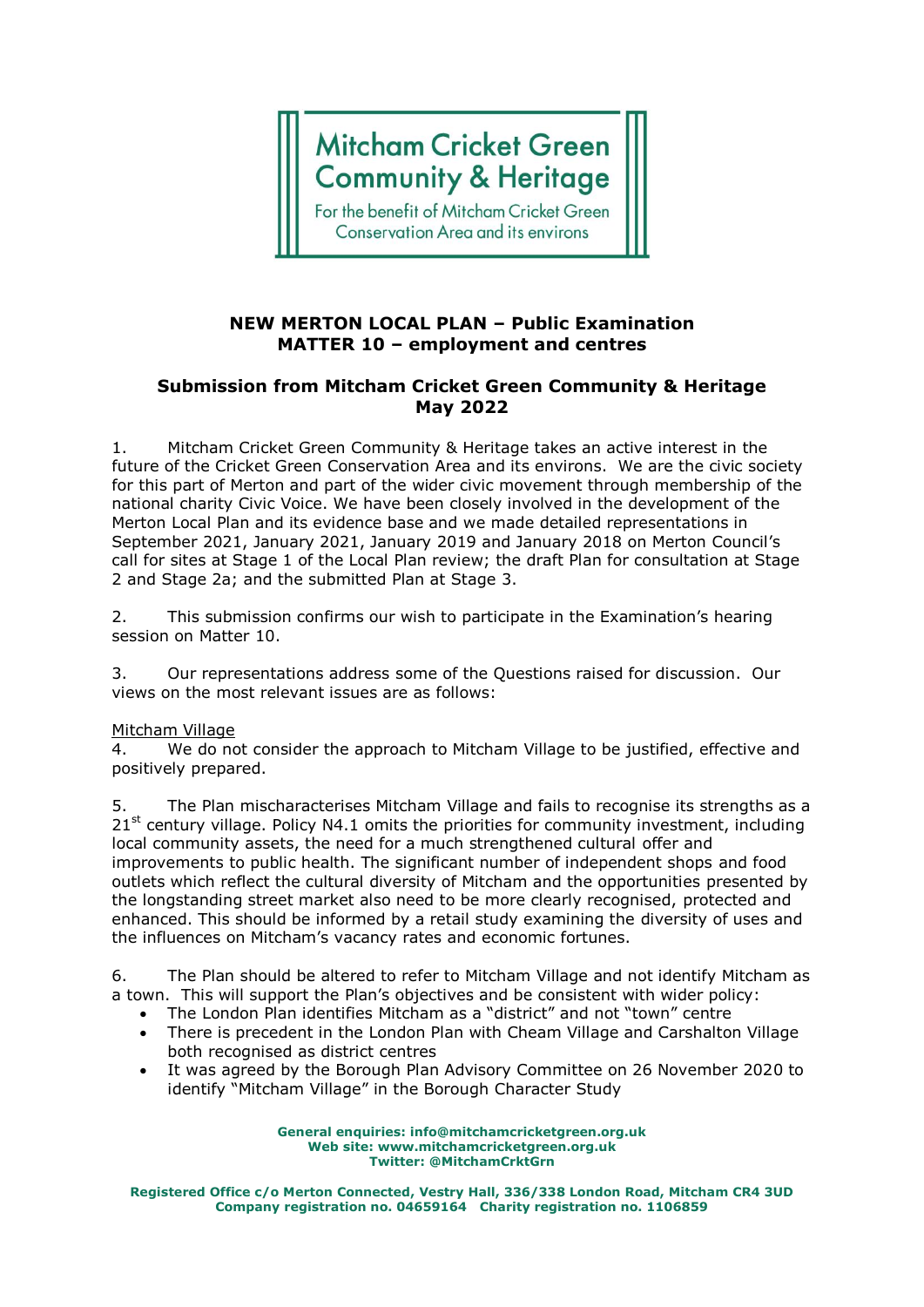**Mitcham Cricket Green Community & Heritage**

For the benefit of Mitcham Cricket Green Conservation Area and its environs

## NEW MERTON LOCAL PLAN – Public Examination
## MATTER 10 – employment and centres

## Submission from Mitcham Cricket Green Community & Heritage
## May 2022

1. Mitcham Cricket Green Community & Heritage takes an active interest in the future of the Cricket Green Conservation Area and its environs. We are the civic society for this part of Merton and part of the wider civic movement through membership of the national charity Civic Voice. We have been closely involved in the development of the Merton Local Plan and its evidence base and we made detailed representations in September 2021, January 2021, January 2019 and January 2018 on Merton Council's call for sites at Stage 1 of the Local Plan review; the draft Plan for consultation at Stage 2 and Stage 2a; and the submitted Plan at Stage 3.

2. This submission confirms our wish to participate in the Examination's hearing session on Matter 10.

3. Our representations address some of the Questions raised for discussion. Our views on the most relevant issues are as follows:

<u>Mitcham Village</u>

4. We do not consider the approach to Mitcham Village to be justified, effective and positively prepared.

5. The Plan mischaracterises Mitcham Village and fails to recognise its strengths as a 21st century village. Policy N4.1 omits the priorities for community investment, including local community assets, the need for a much strengthened cultural offer and improvements to public health. The significant number of independent shops and food outlets which reflect the cultural diversity of Mitcham and the opportunities presented by the longstanding street market also need to be more clearly recognised, protected and enhanced. This should be informed by a retail study examining the diversity of uses and the influences on Mitcham's vacancy rates and economic fortunes.

6. The Plan should be altered to refer to Mitcham Village and not identify Mitcham as a town. This will support the Plan's objectives and be consistent with wider policy:

- The London Plan identifies Mitcham as a "district" and not "town" centre
- There is precedent in the London Plan with Cheam Village and Carshalton Village both recognised as district centres
- It was agreed by the Borough Plan Advisory Committee on 26 November 2020 to identify "Mitcham Village" in the Borough Character Study

**General enquiries: info@mitchamcricketgreen.org.uk**
**Web site: www.mitchamcricketgreen.org.uk**
**Twitter: @MitchamCrktGrn**

**Registered Office c/o Merton Connected, Vestry Hall, 336/338 London Road, Mitcham CR4 3UD**
**Company registration no. 04659164 Charity registration no. 1106859**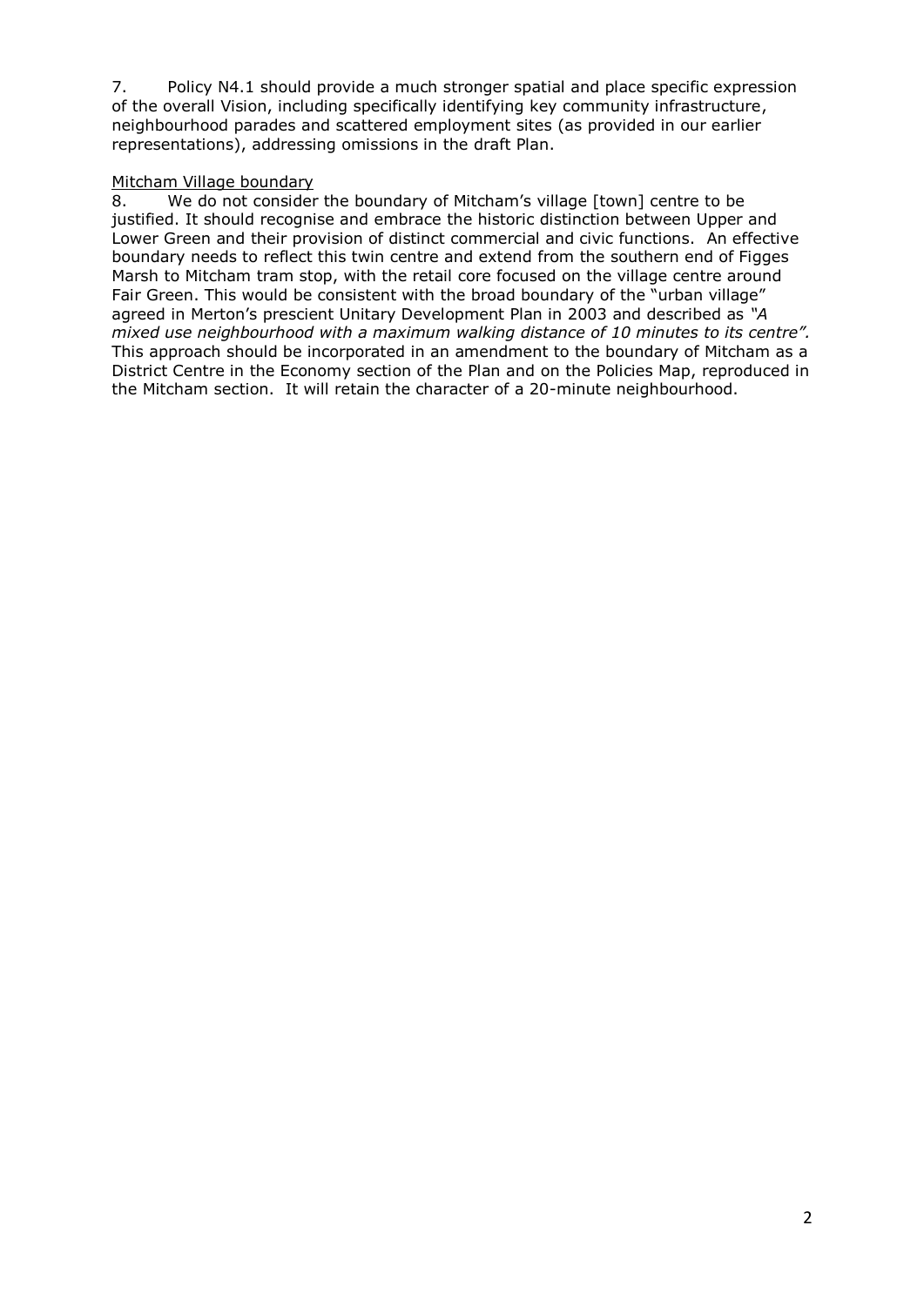7. Policy N4.1 should provide a much stronger spatial and place specific expression of the overall Vision, including specifically identifying key community infrastructure, neighbourhood parades and scattered employment sites (as provided in our earlier representations), addressing omissions in the draft Plan.

Mitcham Village boundary

8. We do not consider the boundary of Mitcham's village [town] centre to be justified. It should recognise and embrace the historic distinction between Upper and Lower Green and their provision of distinct commercial and civic functions. An effective boundary needs to reflect this twin centre and extend from the southern end of Figges Marsh to Mitcham tram stop, with the retail core focused on the village centre around Fair Green. This would be consistent with the broad boundary of the "urban village" agreed in Merton's prescient Unitary Development Plan in 2003 and described as *"A mixed use neighbourhood with a maximum walking distance of 10 minutes to its centre".* This approach should be incorporated in an amendment to the boundary of Mitcham as a District Centre in the Economy section of the Plan and on the Policies Map, reproduced in the Mitcham section. It will retain the character of a 20-minute neighbourhood.